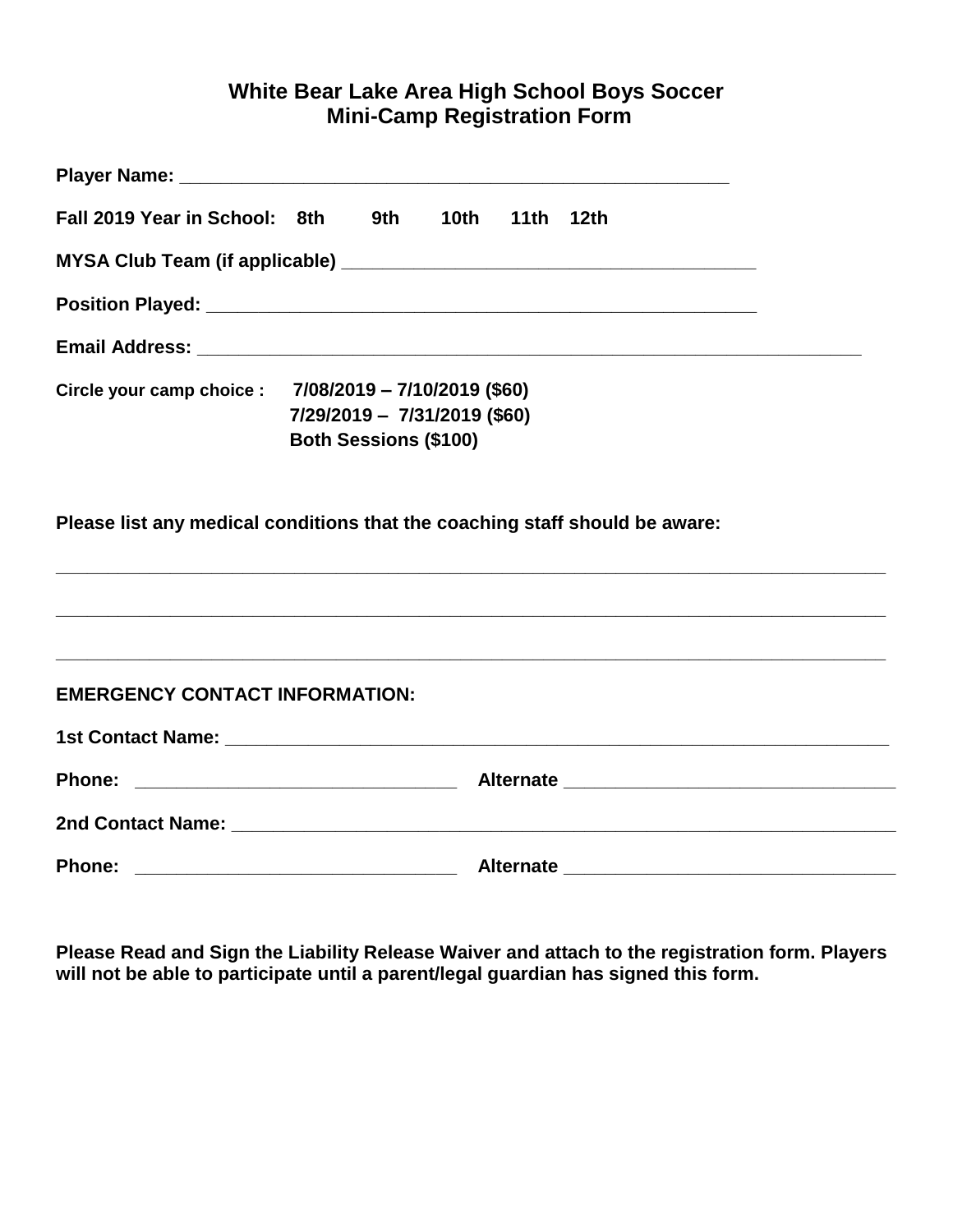# White Bear Lake Area High School Boys Soccer
## Mini-Camp Registration Form

**Player Name:** ______________________________________________________

**Fall 2019 Year in School:** **8th** **9th** **10th** **11th** **12th**

**MYSA Club Team (if applicable)** ________________________________________

**Position Played:** _______________________________________________________

**Email Address:** __________________________________________________________________

**Circle your camp choice :** **7/08/2019 – 7/10/2019 ($60)**
**7/29/2019 – 7/31/2019 ($60)**
**Both Sessions ($100)**

**Please list any medical conditions that the coaching staff should be aware:**

_____________________________________________________________________________________

_____________________________________________________________________________________

_____________________________________________________________________________________

**EMERGENCY CONTACT INFORMATION:**

**1st Contact Name:** ________________________________________________________________

**Phone:** ________________________________ **Alternate** _________________________________

**2nd Contact Name:** _______________________________________________________________

**Phone:** ________________________________ **Alternate** _________________________________

**Please Read and Sign the Liability Release Waiver and attach to the registration form. Players will not be able to participate until a parent/legal guardian has signed this form.**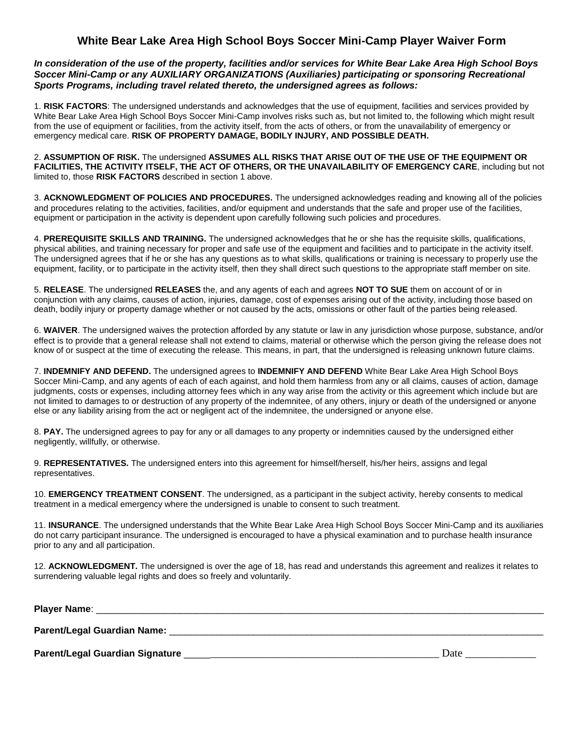# White Bear Lake Area High School Boys Soccer Mini-Camp Player Waiver Form

***In consideration of the use of the property, facilities and/or services for White Bear Lake Area High School Boys Soccer Mini-Camp or any AUXILIARY ORGANIZATIONS (Auxiliaries) participating or sponsoring Recreational Sports Programs, including travel related thereto, the undersigned agrees as follows:***

1. **RISK FACTORS**: The undersigned understands and acknowledges that the use of equipment, facilities and services provided by White Bear Lake Area High School Boys Soccer Mini-Camp involves risks such as, but not limited to, the following which might result from the use of equipment or facilities, from the activity itself, from the acts of others, or from the unavailability of emergency or emergency medical care. **RISK OF PROPERTY DAMAGE, BODILY INJURY, AND POSSIBLE DEATH.**

2. **ASSUMPTION OF RISK.** The undersigned **ASSUMES ALL RISKS THAT ARISE OUT OF THE USE OF THE EQUIPMENT OR FACILITIES, THE ACTIVITY ITSELF, THE ACT OF OTHERS, OR THE UNAVAILABILITY OF EMERGENCY CARE**, including but not limited to, those **RISK FACTORS** described in section 1 above.

3. **ACKNOWLEDGMENT OF POLICIES AND PROCEDURES.** The undersigned acknowledges reading and knowing all of the policies and procedures relating to the activities, facilities, and/or equipment and understands that the safe and proper use of the facilities, equipment or participation in the activity is dependent upon carefully following such policies and procedures.

4. **PREREQUISITE SKILLS AND TRAINING.** The undersigned acknowledges that he or she has the requisite skills, qualifications, physical abilities, and training necessary for proper and safe use of the equipment and facilities and to participate in the activity itself. The undersigned agrees that if he or she has any questions as to what skills, qualifications or training is necessary to properly use the equipment, facility, or to participate in the activity itself, then they shall direct such questions to the appropriate staff member on site.

5. **RELEASE**. The undersigned **RELEASES** the, and any agents of each and agrees **NOT TO SUE** them on account of or in conjunction with any claims, causes of action, injuries, damage, cost of expenses arising out of the activity, including those based on death, bodily injury or property damage whether or not caused by the acts, omissions or other fault of the parties being released.

6. **WAIVER**. The undersigned waives the protection afforded by any statute or law in any jurisdiction whose purpose, substance, and/or effect is to provide that a general release shall not extend to claims, material or otherwise which the person giving the release does not know of or suspect at the time of executing the release. This means, in part, that the undersigned is releasing unknown future claims.

7. **INDEMNIFY AND DEFEND.** The undersigned agrees to **INDEMNIFY AND DEFEND** White Bear Lake Area High School Boys Soccer Mini-Camp, and any agents of each of each against, and hold them harmless from any or all claims, causes of action, damage judgments, costs or expenses, including attorney fees which in any way arise from the activity or this agreement which include but are not limited to damages to or destruction of any property of the indemnitee, of any others, injury or death of the undersigned or anyone else or any liability arising from the act or negligent act of the indemnitee, the undersigned or anyone else.

8. **PAY.** The undersigned agrees to pay for any or all damages to any property or indemnities caused by the undersigned either negligently, willfully, or otherwise.

9. **REPRESENTATIVES.** The undersigned enters into this agreement for himself/herself, his/her heirs, assigns and legal representatives.

10. **EMERGENCY TREATMENT CONSENT**. The undersigned, as a participant in the subject activity, hereby consents to medical treatment in a medical emergency where the undersigned is unable to consent to such treatment.

11. **INSURANCE**. The undersigned understands that the White Bear Lake Area High School Boys Soccer Mini-Camp and its auxiliaries do not carry participant insurance. The undersigned is encouraged to have a physical examination and to purchase health insurance prior to any and all participation.

12. **ACKNOWLEDGMENT.** The undersigned is over the age of 18, has read and understands this agreement and realizes it relates to surrendering valuable legal rights and does so freely and voluntarily.

**Player Name**: ______________________________________________________________________________

**Parent/Legal Guardian Name:** _________________________________________________________________

**Parent/Legal Guardian Signature** ___________________________________________________ Date _____________